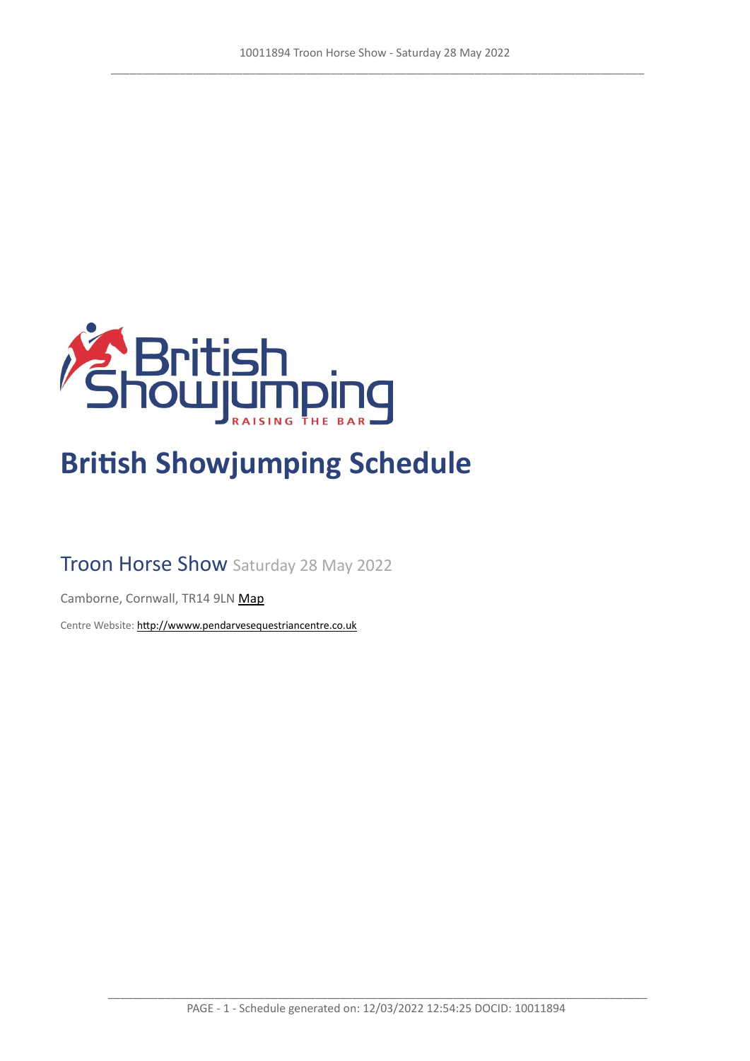# British Showjumping Schedule

## Troon Horse Show Saturday 28 May 2022

Camborne, Cornwall, TR14 9LN Map

Centre Website: http://wwww.pendarvesequestriancentre.co.uk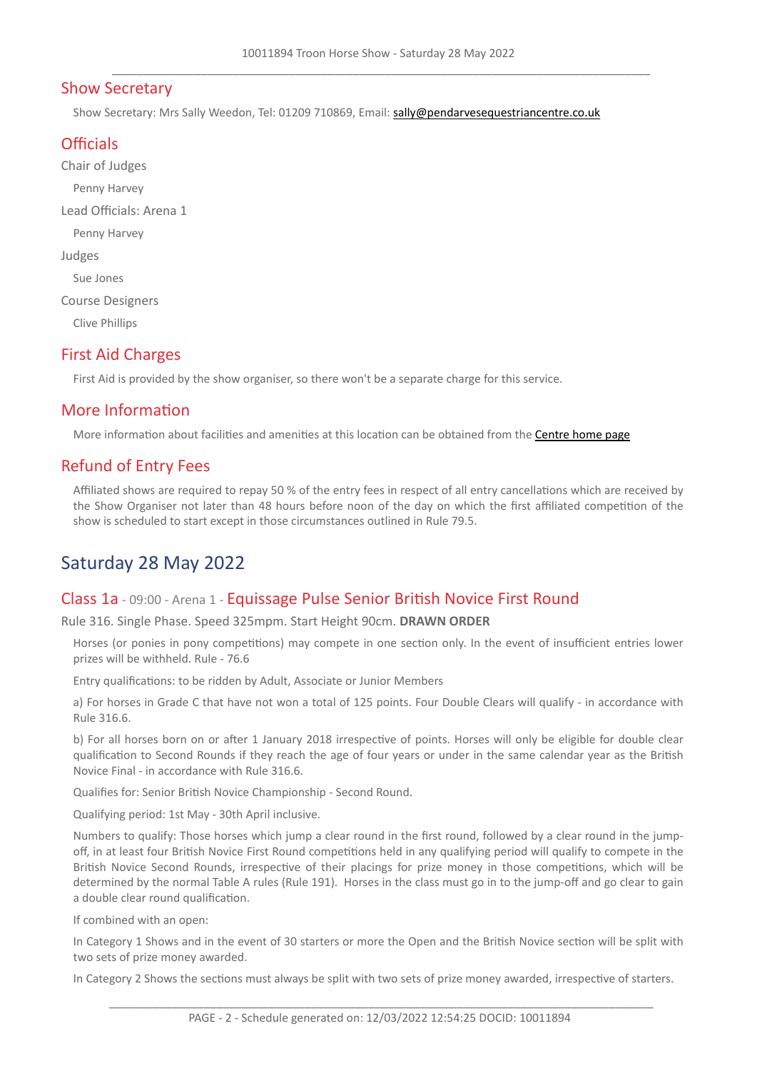## Show Secretary

Show Secretary: Mrs Sally Weedon, Tel: 01209 710869, Email: sally@pendarvesequestriancentre.co.uk

## Officials

Chair of Judges

Penny Harvey

Lead Officials: Arena 1

Penny Harvey

Judges

Sue Jones

Course Designers

Clive Phillips

## First Aid Charges

First Aid is provided by the show organiser, so there won't be a separate charge for this service.

## More Information

More information about facilities and amenities at this location can be obtained from the Centre home page

## Refund of Entry Fees

Affiliated shows are required to repay 50 % of the entry fees in respect of all entry cancellations which are received by the Show Organiser not later than 48 hours before noon of the day on which the first affiliated competition of the show is scheduled to start except in those circumstances outlined in Rule 79.5.

# Saturday 28 May 2022

### Class 1a - 09:00 - Arena 1 - Equissage Pulse Senior British Novice First Round

Rule 316. Single Phase. Speed 325mpm. Start Height 90cm. **DRAWN ORDER**

Horses (or ponies in pony competitions) may compete in one section only. In the event of insufficient entries lower prizes will be withheld. Rule - 76.6

Entry qualifications: to be ridden by Adult, Associate or Junior Members

a) For horses in Grade C that have not won a total of 125 points. Four Double Clears will qualify - in accordance with Rule 316.6.

b) For all horses born on or after 1 January 2018 irrespective of points. Horses will only be eligible for double clear qualification to Second Rounds if they reach the age of four years or under in the same calendar year as the British Novice Final - in accordance with Rule 316.6.

Qualifies for: Senior British Novice Championship - Second Round.

Qualifying period: 1st May - 30th April inclusive.

Numbers to qualify: Those horses which jump a clear round in the first round, followed by a clear round in the jump-off, in at least four British Novice First Round competitions held in any qualifying period will qualify to compete in the British Novice Second Rounds, irrespective of their placings for prize money in those competitions, which will be determined by the normal Table A rules (Rule 191). Horses in the class must go in to the jump-off and go clear to gain a double clear round qualification.

If combined with an open:

In Category 1 Shows and in the event of 30 starters or more the Open and the British Novice section will be split with two sets of prize money awarded.

In Category 2 Shows the sections must always be split with two sets of prize money awarded, irrespective of starters.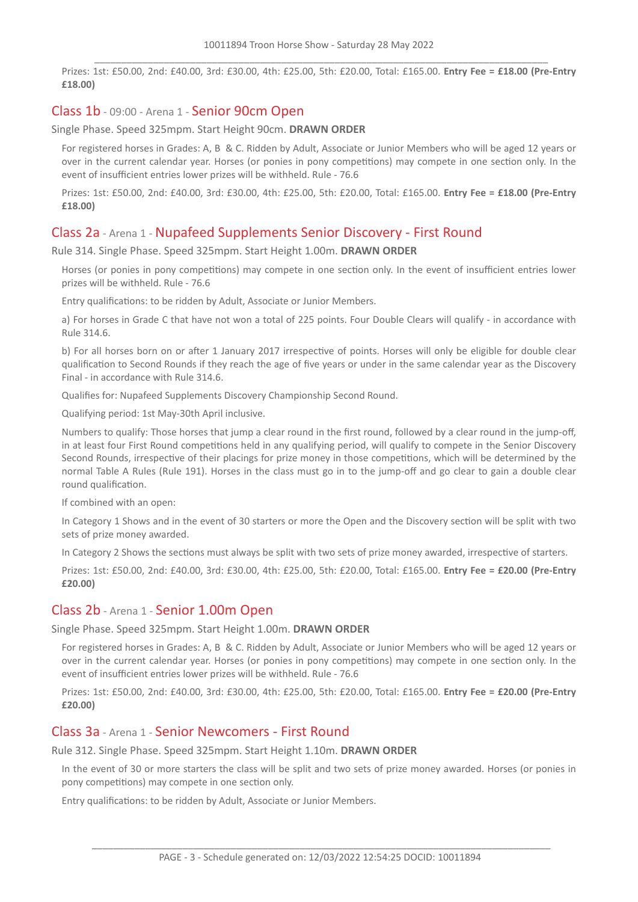Prizes: 1st: £50.00, 2nd: £40.00, 3rd: £30.00, 4th: £25.00, 5th: £20.00, Total: £165.00. **Entry Fee = £18.00 (Pre-Entry £18.00)**

## Class 1b - 09:00 - Arena 1 - Senior 90cm Open

Single Phase. Speed 325mpm. Start Height 90cm. **DRAWN ORDER**

For registered horses in Grades: A, B & C. Ridden by Adult, Associate or Junior Members who will be aged 12 years or over in the current calendar year. Horses (or ponies in pony competitions) may compete in one section only. In the event of insufficient entries lower prizes will be withheld. Rule - 76.6

Prizes: 1st: £50.00, 2nd: £40.00, 3rd: £30.00, 4th: £25.00, 5th: £20.00, Total: £165.00. **Entry Fee = £18.00 (Pre-Entry £18.00)**

## Class 2a - Arena 1 - Nupafeed Supplements Senior Discovery - First Round

Rule 314. Single Phase. Speed 325mpm. Start Height 1.00m. **DRAWN ORDER**

Horses (or ponies in pony competitions) may compete in one section only. In the event of insufficient entries lower prizes will be withheld. Rule - 76.6

Entry qualifications: to be ridden by Adult, Associate or Junior Members.

a) For horses in Grade C that have not won a total of 225 points. Four Double Clears will qualify - in accordance with Rule 314.6.

b) For all horses born on or after 1 January 2017 irrespective of points. Horses will only be eligible for double clear qualification to Second Rounds if they reach the age of five years or under in the same calendar year as the Discovery Final - in accordance with Rule 314.6.

Qualifies for: Nupafeed Supplements Discovery Championship Second Round.

Qualifying period: 1st May-30th April inclusive.

Numbers to qualify: Those horses that jump a clear round in the first round, followed by a clear round in the jump-off, in at least four First Round competitions held in any qualifying period, will qualify to compete in the Senior Discovery Second Rounds, irrespective of their placings for prize money in those competitions, which will be determined by the normal Table A Rules (Rule 191). Horses in the class must go in to the jump-off and go clear to gain a double clear round qualification.

If combined with an open:

In Category 1 Shows and in the event of 30 starters or more the Open and the Discovery section will be split with two sets of prize money awarded.

In Category 2 Shows the sections must always be split with two sets of prize money awarded, irrespective of starters.

Prizes: 1st: £50.00, 2nd: £40.00, 3rd: £30.00, 4th: £25.00, 5th: £20.00, Total: £165.00. **Entry Fee = £20.00 (Pre-Entry £20.00)**

## Class 2b - Arena 1 - Senior 1.00m Open

Single Phase. Speed 325mpm. Start Height 1.00m. **DRAWN ORDER**

For registered horses in Grades: A, B & C. Ridden by Adult, Associate or Junior Members who will be aged 12 years or over in the current calendar year. Horses (or ponies in pony competitions) may compete in one section only. In the event of insufficient entries lower prizes will be withheld. Rule - 76.6

Prizes: 1st: £50.00, 2nd: £40.00, 3rd: £30.00, 4th: £25.00, 5th: £20.00, Total: £165.00. **Entry Fee = £20.00 (Pre-Entry £20.00)**

## Class 3a - Arena 1 - Senior Newcomers - First Round

Rule 312. Single Phase. Speed 325mpm. Start Height 1.10m. **DRAWN ORDER**

In the event of 30 or more starters the class will be split and two sets of prize money awarded. Horses (or ponies in pony competitions) may compete in one section only.

Entry qualifications: to be ridden by Adult, Associate or Junior Members.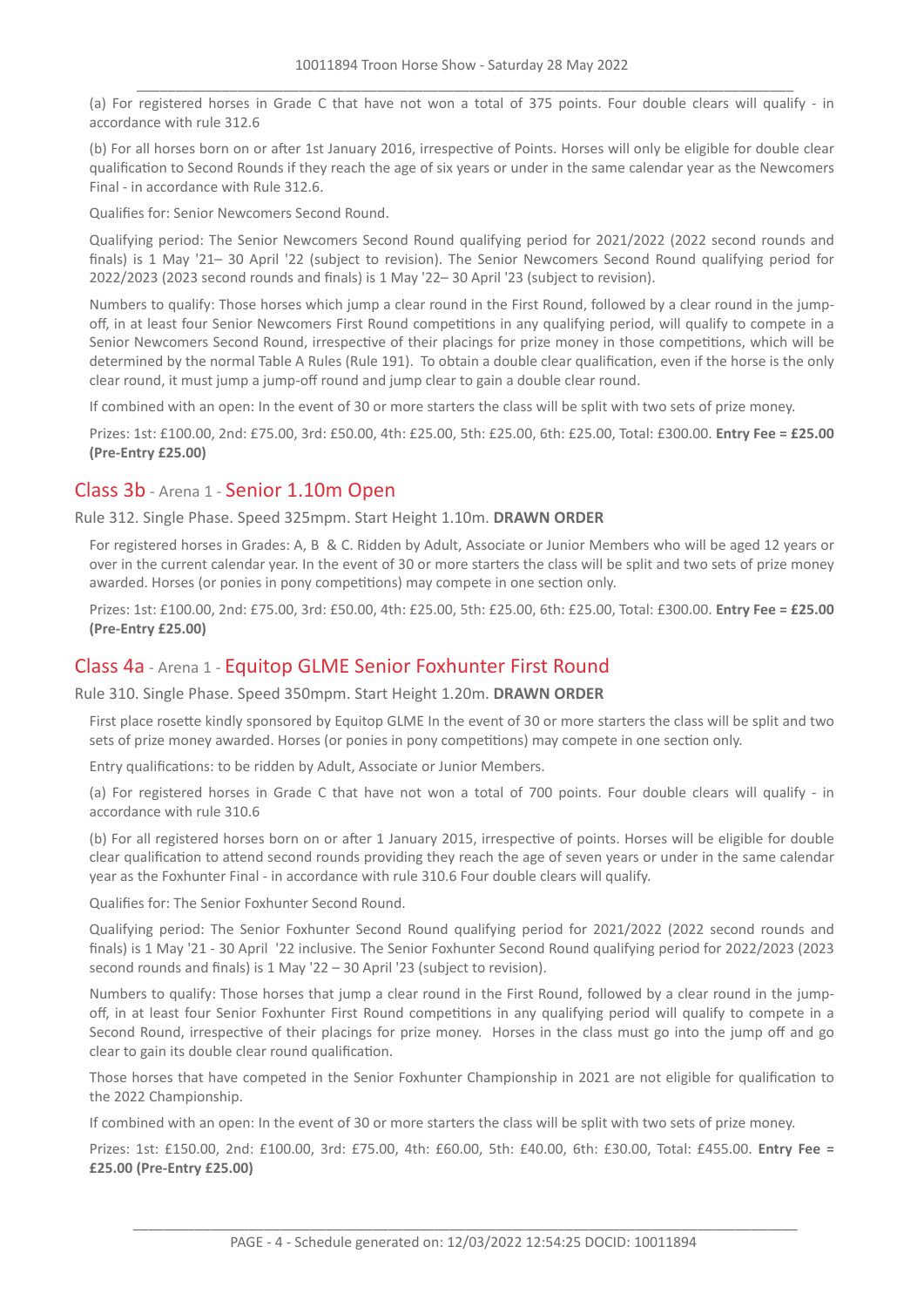(a) For registered horses in Grade C that have not won a total of 375 points. Four double clears will qualify - in accordance with rule 312.6

(b) For all horses born on or after 1st January 2016, irrespective of Points. Horses will only be eligible for double clear qualification to Second Rounds if they reach the age of six years or under in the same calendar year as the Newcomers Final - in accordance with Rule 312.6.

Qualifies for: Senior Newcomers Second Round.

Qualifying period: The Senior Newcomers Second Round qualifying period for 2021/2022 (2022 second rounds and finals) is 1 May '21– 30 April '22 (subject to revision). The Senior Newcomers Second Round qualifying period for 2022/2023 (2023 second rounds and finals) is 1 May '22– 30 April '23 (subject to revision).

Numbers to qualify: Those horses which jump a clear round in the First Round, followed by a clear round in the jump-off, in at least four Senior Newcomers First Round competitions in any qualifying period, will qualify to compete in a Senior Newcomers Second Round, irrespective of their placings for prize money in those competitions, which will be determined by the normal Table A Rules (Rule 191). To obtain a double clear qualification, even if the horse is the only clear round, it must jump a jump-off round and jump clear to gain a double clear round.

If combined with an open: In the event of 30 or more starters the class will be split with two sets of prize money.

Prizes: 1st: £100.00, 2nd: £75.00, 3rd: £50.00, 4th: £25.00, 5th: £25.00, 6th: £25.00, Total: £300.00. **Entry Fee = £25.00 (Pre-Entry £25.00)**

## Class 3b - Arena 1 - Senior 1.10m Open

Rule 312. Single Phase. Speed 325mpm. Start Height 1.10m. **DRAWN ORDER**

For registered horses in Grades: A, B & C. Ridden by Adult, Associate or Junior Members who will be aged 12 years or over in the current calendar year. In the event of 30 or more starters the class will be split and two sets of prize money awarded. Horses (or ponies in pony competitions) may compete in one section only.

Prizes: 1st: £100.00, 2nd: £75.00, 3rd: £50.00, 4th: £25.00, 5th: £25.00, 6th: £25.00, Total: £300.00. **Entry Fee = £25.00 (Pre-Entry £25.00)**

## Class 4a - Arena 1 - Equitop GLME Senior Foxhunter First Round

Rule 310. Single Phase. Speed 350mpm. Start Height 1.20m. **DRAWN ORDER**

First place rosette kindly sponsored by Equitop GLME In the event of 30 or more starters the class will be split and two sets of prize money awarded. Horses (or ponies in pony competitions) may compete in one section only.

Entry qualifications: to be ridden by Adult, Associate or Junior Members.

(a) For registered horses in Grade C that have not won a total of 700 points. Four double clears will qualify - in accordance with rule 310.6

(b) For all registered horses born on or after 1 January 2015, irrespective of points. Horses will be eligible for double clear qualification to attend second rounds providing they reach the age of seven years or under in the same calendar year as the Foxhunter Final - in accordance with rule 310.6 Four double clears will qualify.

Qualifies for: The Senior Foxhunter Second Round.

Qualifying period: The Senior Foxhunter Second Round qualifying period for 2021/2022 (2022 second rounds and finals) is 1 May '21 - 30 April '22 inclusive. The Senior Foxhunter Second Round qualifying period for 2022/2023 (2023 second rounds and finals) is 1 May '22 – 30 April '23 (subject to revision).

Numbers to qualify: Those horses that jump a clear round in the First Round, followed by a clear round in the jump-off, in at least four Senior Foxhunter First Round competitions in any qualifying period will qualify to compete in a Second Round, irrespective of their placings for prize money. Horses in the class must go into the jump off and go clear to gain its double clear round qualification.

Those horses that have competed in the Senior Foxhunter Championship in 2021 are not eligible for qualification to the 2022 Championship.

If combined with an open: In the event of 30 or more starters the class will be split with two sets of prize money.

Prizes: 1st: £150.00, 2nd: £100.00, 3rd: £75.00, 4th: £60.00, 5th: £40.00, 6th: £30.00, Total: £455.00. **Entry Fee = £25.00 (Pre-Entry £25.00)**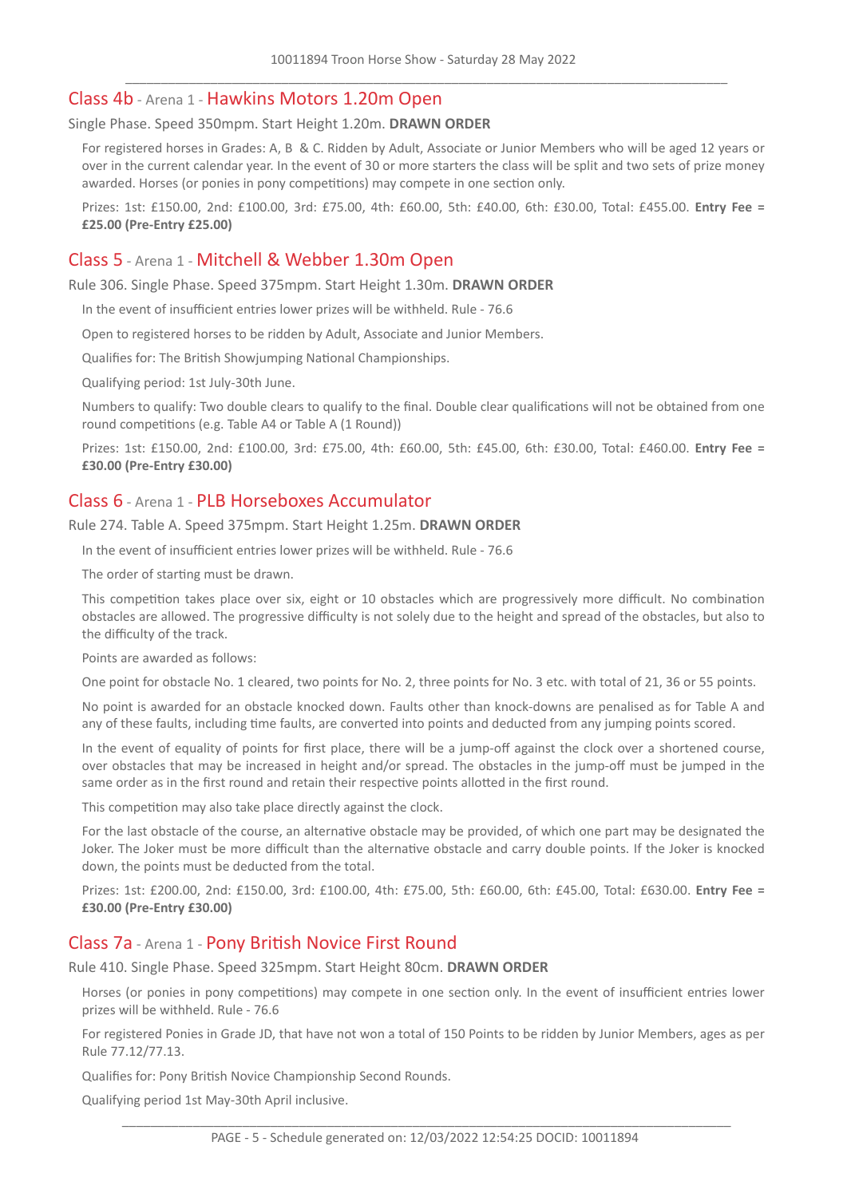## Class 4b - Arena 1 - Hawkins Motors 1.20m Open

Single Phase. Speed 350mpm. Start Height 1.20m. **DRAWN ORDER**

For registered horses in Grades: A, B & C. Ridden by Adult, Associate or Junior Members who will be aged 12 years or over in the current calendar year. In the event of 30 or more starters the class will be split and two sets of prize money awarded. Horses (or ponies in pony competitions) may compete in one section only.

Prizes: 1st: £150.00, 2nd: £100.00, 3rd: £75.00, 4th: £60.00, 5th: £40.00, 6th: £30.00, Total: £455.00. **Entry Fee = £25.00 (Pre-Entry £25.00)**

## Class 5 - Arena 1 - Mitchell & Webber 1.30m Open

Rule 306. Single Phase. Speed 375mpm. Start Height 1.30m. **DRAWN ORDER**

In the event of insufficient entries lower prizes will be withheld. Rule - 76.6

Open to registered horses to be ridden by Adult, Associate and Junior Members.

Qualifies for: The British Showjumping National Championships.

Qualifying period: 1st July-30th June.

Numbers to qualify: Two double clears to qualify to the final. Double clear qualifications will not be obtained from one round competitions (e.g. Table A4 or Table A (1 Round))

Prizes: 1st: £150.00, 2nd: £100.00, 3rd: £75.00, 4th: £60.00, 5th: £45.00, 6th: £30.00, Total: £460.00. **Entry Fee = £30.00 (Pre-Entry £30.00)**

## Class 6 - Arena 1 - PLB Horseboxes Accumulator

Rule 274. Table A. Speed 375mpm. Start Height 1.25m. **DRAWN ORDER**

In the event of insufficient entries lower prizes will be withheld. Rule - 76.6

The order of starting must be drawn.

This competition takes place over six, eight or 10 obstacles which are progressively more difficult. No combination obstacles are allowed. The progressive difficulty is not solely due to the height and spread of the obstacles, but also to the difficulty of the track.

Points are awarded as follows:

One point for obstacle No. 1 cleared, two points for No. 2, three points for No. 3 etc. with total of 21, 36 or 55 points.

No point is awarded for an obstacle knocked down. Faults other than knock-downs are penalised as for Table A and any of these faults, including time faults, are converted into points and deducted from any jumping points scored.

In the event of equality of points for first place, there will be a jump-off against the clock over a shortened course, over obstacles that may be increased in height and/or spread. The obstacles in the jump-off must be jumped in the same order as in the first round and retain their respective points allotted in the first round.

This competition may also take place directly against the clock.

For the last obstacle of the course, an alternative obstacle may be provided, of which one part may be designated the Joker. The Joker must be more difficult than the alternative obstacle and carry double points. If the Joker is knocked down, the points must be deducted from the total.

Prizes: 1st: £200.00, 2nd: £150.00, 3rd: £100.00, 4th: £75.00, 5th: £60.00, 6th: £45.00, Total: £630.00. **Entry Fee = £30.00 (Pre-Entry £30.00)**

## Class 7a - Arena 1 - Pony British Novice First Round

Rule 410. Single Phase. Speed 325mpm. Start Height 80cm. **DRAWN ORDER**

Horses (or ponies in pony competitions) may compete in one section only. In the event of insufficient entries lower prizes will be withheld. Rule - 76.6

For registered Ponies in Grade JD, that have not won a total of 150 Points to be ridden by Junior Members, ages as per Rule 77.12/77.13.

Qualifies for: Pony British Novice Championship Second Rounds.

Qualifying period 1st May-30th April inclusive.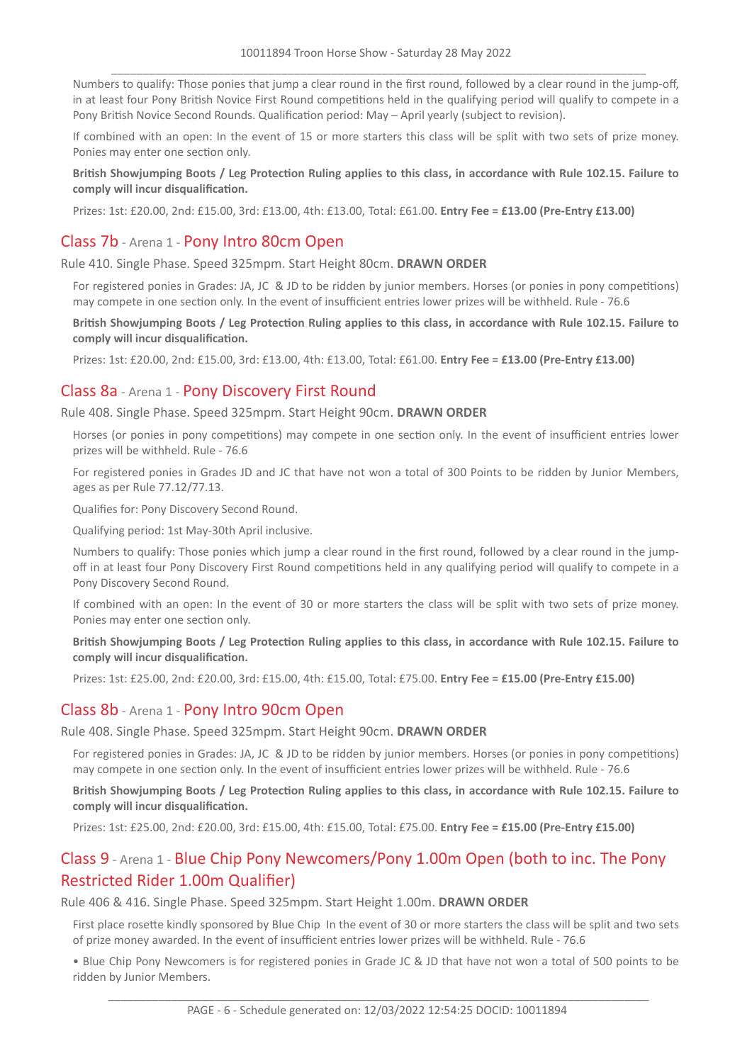Numbers to qualify: Those ponies that jump a clear round in the first round, followed by a clear round in the jump-off, in at least four Pony British Novice First Round competitions held in the qualifying period will qualify to compete in a Pony British Novice Second Rounds. Qualification period: May – April yearly (subject to revision).

If combined with an open: In the event of 15 or more starters this class will be split with two sets of prize money. Ponies may enter one section only.

**British Showjumping Boots / Leg Protection Ruling applies to this class, in accordance with Rule 102.15. Failure to comply will incur disqualification.**

Prizes: 1st: £20.00, 2nd: £15.00, 3rd: £13.00, 4th: £13.00, Total: £61.00. **Entry Fee = £13.00 (Pre-Entry £13.00)**

## Class 7b - Arena 1 - Pony Intro 80cm Open

Rule 410. Single Phase. Speed 325mpm. Start Height 80cm. **DRAWN ORDER**

For registered ponies in Grades: JA, JC & JD to be ridden by junior members. Horses (or ponies in pony competitions) may compete in one section only. In the event of insufficient entries lower prizes will be withheld. Rule - 76.6

**British Showjumping Boots / Leg Protection Ruling applies to this class, in accordance with Rule 102.15. Failure to comply will incur disqualification.**

Prizes: 1st: £20.00, 2nd: £15.00, 3rd: £13.00, 4th: £13.00, Total: £61.00. **Entry Fee = £13.00 (Pre-Entry £13.00)**

## Class 8a - Arena 1 - Pony Discovery First Round

Rule 408. Single Phase. Speed 325mpm. Start Height 90cm. **DRAWN ORDER**

Horses (or ponies in pony competitions) may compete in one section only. In the event of insufficient entries lower prizes will be withheld. Rule - 76.6

For registered ponies in Grades JD and JC that have not won a total of 300 Points to be ridden by Junior Members, ages as per Rule 77.12/77.13.

Qualifies for: Pony Discovery Second Round.

Qualifying period: 1st May-30th April inclusive.

Numbers to qualify: Those ponies which jump a clear round in the first round, followed by a clear round in the jump-off in at least four Pony Discovery First Round competitions held in any qualifying period will qualify to compete in a Pony Discovery Second Round.

If combined with an open: In the event of 30 or more starters the class will be split with two sets of prize money. Ponies may enter one section only.

**British Showjumping Boots / Leg Protection Ruling applies to this class, in accordance with Rule 102.15. Failure to comply will incur disqualification.**

Prizes: 1st: £25.00, 2nd: £20.00, 3rd: £15.00, 4th: £15.00, Total: £75.00. **Entry Fee = £15.00 (Pre-Entry £15.00)**

## Class 8b - Arena 1 - Pony Intro 90cm Open

Rule 408. Single Phase. Speed 325mpm. Start Height 90cm. **DRAWN ORDER**

For registered ponies in Grades: JA, JC & JD to be ridden by junior members. Horses (or ponies in pony competitions) may compete in one section only. In the event of insufficient entries lower prizes will be withheld. Rule - 76.6

**British Showjumping Boots / Leg Protection Ruling applies to this class, in accordance with Rule 102.15. Failure to comply will incur disqualification.**

Prizes: 1st: £25.00, 2nd: £20.00, 3rd: £15.00, 4th: £15.00, Total: £75.00. **Entry Fee = £15.00 (Pre-Entry £15.00)**

## Class 9 - Arena 1 - Blue Chip Pony Newcomers/Pony 1.00m Open (both to inc. The Pony Restricted Rider 1.00m Qualifier)

Rule 406 & 416. Single Phase. Speed 325mpm. Start Height 1.00m. **DRAWN ORDER**

First place rosette kindly sponsored by Blue Chip In the event of 30 or more starters the class will be split and two sets of prize money awarded. In the event of insufficient entries lower prizes will be withheld. Rule - 76.6

- Blue Chip Pony Newcomers is for registered ponies in Grade JC & JD that have not won a total of 500 points to be ridden by Junior Members.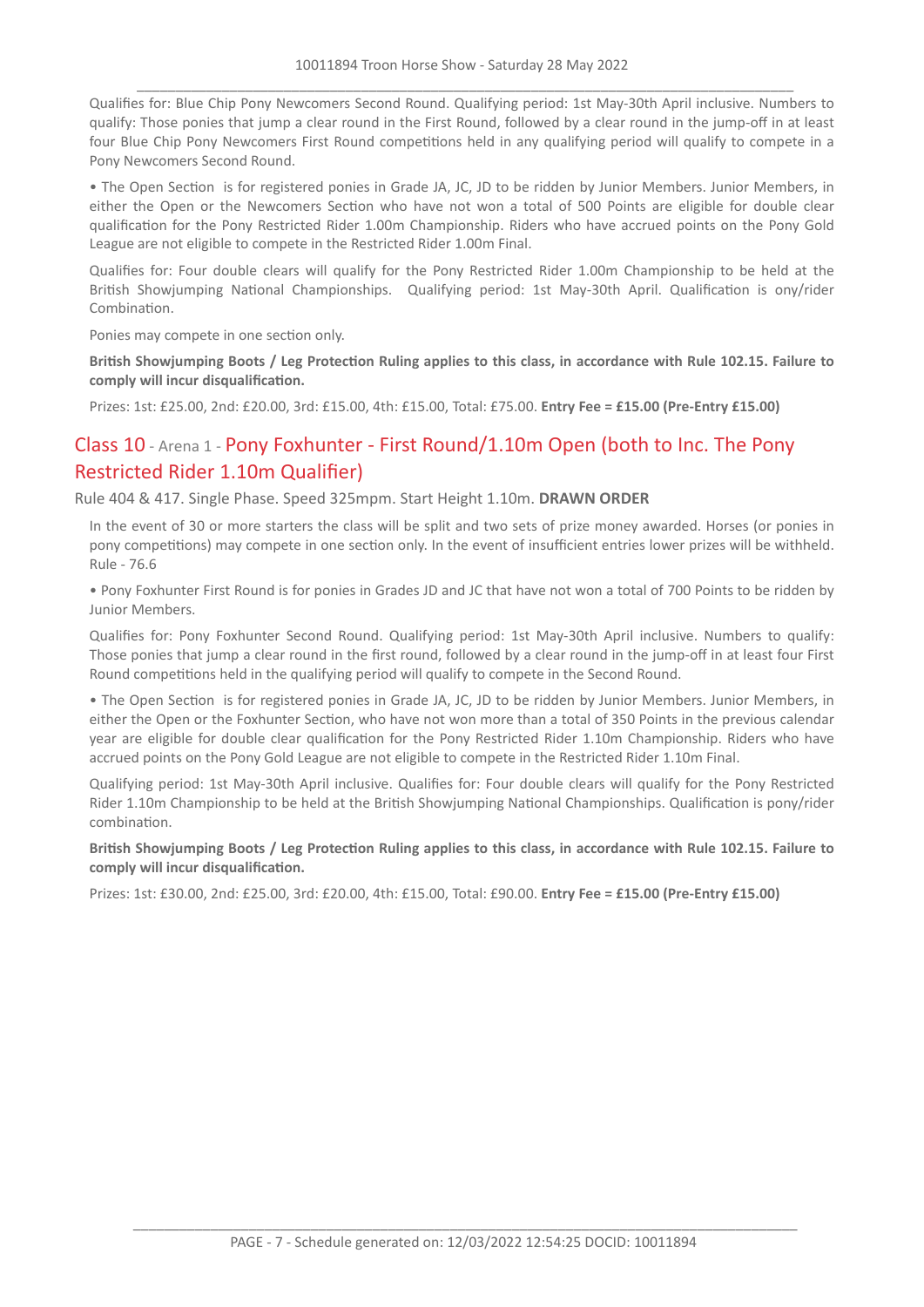Qualifies for: Blue Chip Pony Newcomers Second Round. Qualifying period: 1st May-30th April inclusive. Numbers to qualify: Those ponies that jump a clear round in the First Round, followed by a clear round in the jump-off in at least four Blue Chip Pony Newcomers First Round competitions held in any qualifying period will qualify to compete in a Pony Newcomers Second Round.

• The Open Section is for registered ponies in Grade JA, JC, JD to be ridden by Junior Members. Junior Members, in either the Open or the Newcomers Section who have not won a total of 500 Points are eligible for double clear qualification for the Pony Restricted Rider 1.00m Championship. Riders who have accrued points on the Pony Gold League are not eligible to compete in the Restricted Rider 1.00m Final.

Qualifies for: Four double clears will qualify for the Pony Restricted Rider 1.00m Championship to be held at the British Showjumping National Championships. Qualifying period: 1st May-30th April. Qualification is ony/rider Combination.

Ponies may compete in one section only.

**British Showjumping Boots / Leg Protection Ruling applies to this class, in accordance with Rule 102.15. Failure to comply will incur disqualification.**

Prizes: 1st: £25.00, 2nd: £20.00, 3rd: £15.00, 4th: £15.00, Total: £75.00. **Entry Fee = £15.00 (Pre-Entry £15.00)**

## Class 10 - Arena 1 - Pony Foxhunter - First Round/1.10m Open (both to Inc. The Pony Restricted Rider 1.10m Qualifier)

Rule 404 & 417. Single Phase. Speed 325mpm. Start Height 1.10m. **DRAWN ORDER**

In the event of 30 or more starters the class will be split and two sets of prize money awarded. Horses (or ponies in pony competitions) may compete in one section only. In the event of insufficient entries lower prizes will be withheld. Rule - 76.6

• Pony Foxhunter First Round is for ponies in Grades JD and JC that have not won a total of 700 Points to be ridden by Junior Members.

Qualifies for: Pony Foxhunter Second Round. Qualifying period: 1st May-30th April inclusive. Numbers to qualify: Those ponies that jump a clear round in the first round, followed by a clear round in the jump-off in at least four First Round competitions held in the qualifying period will qualify to compete in the Second Round.

• The Open Section is for registered ponies in Grade JA, JC, JD to be ridden by Junior Members. Junior Members, in either the Open or the Foxhunter Section, who have not won more than a total of 350 Points in the previous calendar year are eligible for double clear qualification for the Pony Restricted Rider 1.10m Championship. Riders who have accrued points on the Pony Gold League are not eligible to compete in the Restricted Rider 1.10m Final.

Qualifying period: 1st May-30th April inclusive. Qualifies for: Four double clears will qualify for the Pony Restricted Rider 1.10m Championship to be held at the British Showjumping National Championships. Qualification is pony/rider combination.

**British Showjumping Boots / Leg Protection Ruling applies to this class, in accordance with Rule 102.15. Failure to comply will incur disqualification.**

Prizes: 1st: £30.00, 2nd: £25.00, 3rd: £20.00, 4th: £15.00, Total: £90.00. **Entry Fee = £15.00 (Pre-Entry £15.00)**